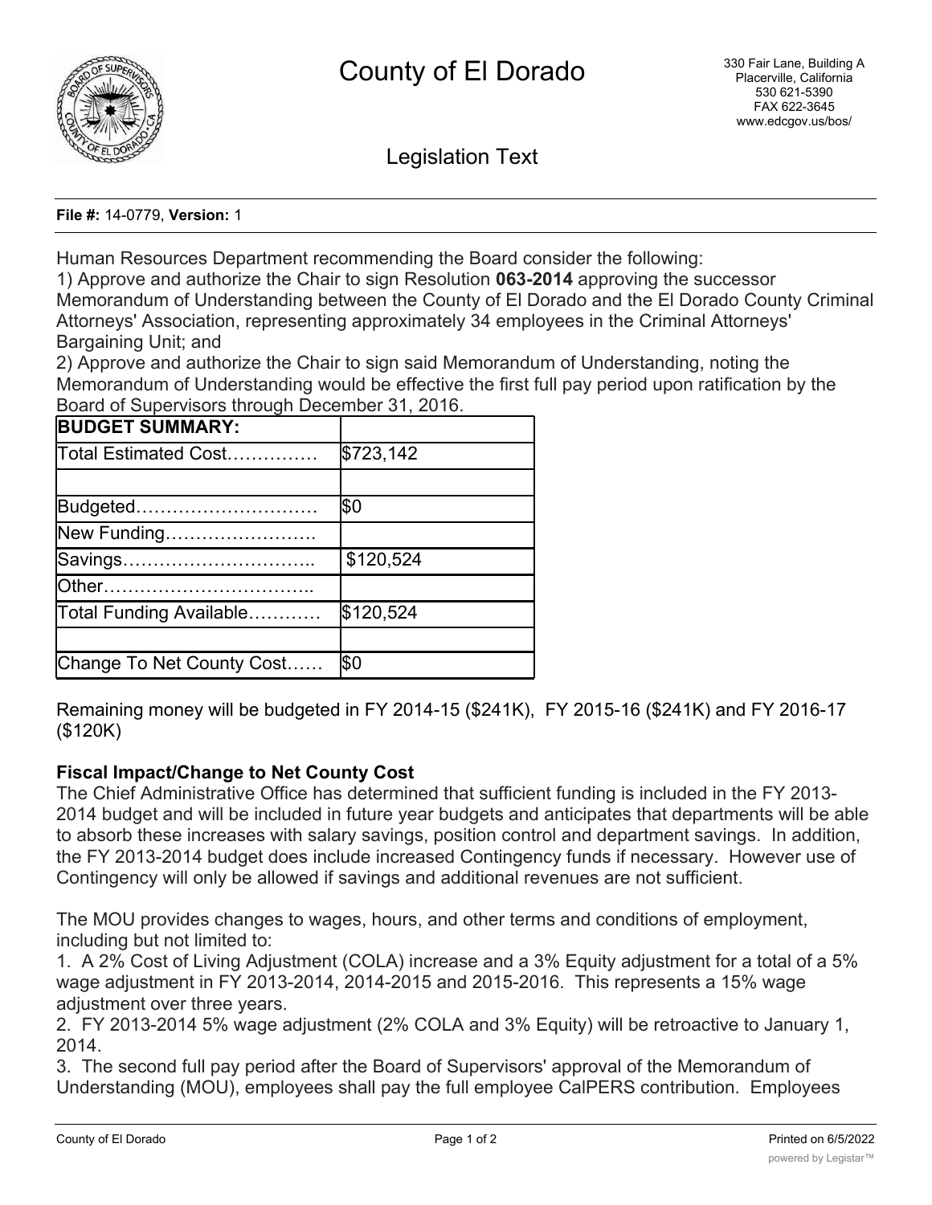# County of El Dorado

330 Fair Lane, Building A
Placerville, California
530 621-5390
FAX 622-3645
www.edcgov.us/bos/

## Legislation Text

**File #:** 14-0779, **Version:** 1

Human Resources Department recommending the Board consider the following:
1) Approve and authorize the Chair to sign Resolution **063-2014** approving the successor Memorandum of Understanding between the County of El Dorado and the El Dorado County Criminal Attorneys' Association, representing approximately 34 employees in the Criminal Attorneys' Bargaining Unit; and
2) Approve and authorize the Chair to sign said Memorandum of Understanding, noting the Memorandum of Understanding would be effective the first full pay period upon ratification by the Board of Supervisors through December 31, 2016.

| **BUDGET SUMMARY:** | |
|---|---|
| Total Estimated Cost…………… | $723,142 |
| | |
| Budgeted………………………… | $0 |
| New Funding……………………. | |
| Savings………………………….. | $120,524 |
| Other…………………………….. | |
| Total Funding Available………… | $120,524 |
| | |
| Change To Net County Cost…… | $0 |

Remaining money will be budgeted in FY 2014-15 ($241K), FY 2015-16 ($241K) and FY 2016-17 ($120K)

**Fiscal Impact/Change to Net County Cost**
The Chief Administrative Office has determined that sufficient funding is included in the FY 2013-2014 budget and will be included in future year budgets and anticipates that departments will be able to absorb these increases with salary savings, position control and department savings. In addition, the FY 2013-2014 budget does include increased Contingency funds if necessary. However use of Contingency will only be allowed if savings and additional revenues are not sufficient.

The MOU provides changes to wages, hours, and other terms and conditions of employment, including but not limited to:
1. A 2% Cost of Living Adjustment (COLA) increase and a 3% Equity adjustment for a total of a 5% wage adjustment in FY 2013-2014, 2014-2015 and 2015-2016. This represents a 15% wage adjustment over three years.
2. FY 2013-2014 5% wage adjustment (2% COLA and 3% Equity) will be retroactive to January 1, 2014.
3. The second full pay period after the Board of Supervisors' approval of the Memorandum of Understanding (MOU), employees shall pay the full employee CalPERS contribution. Employees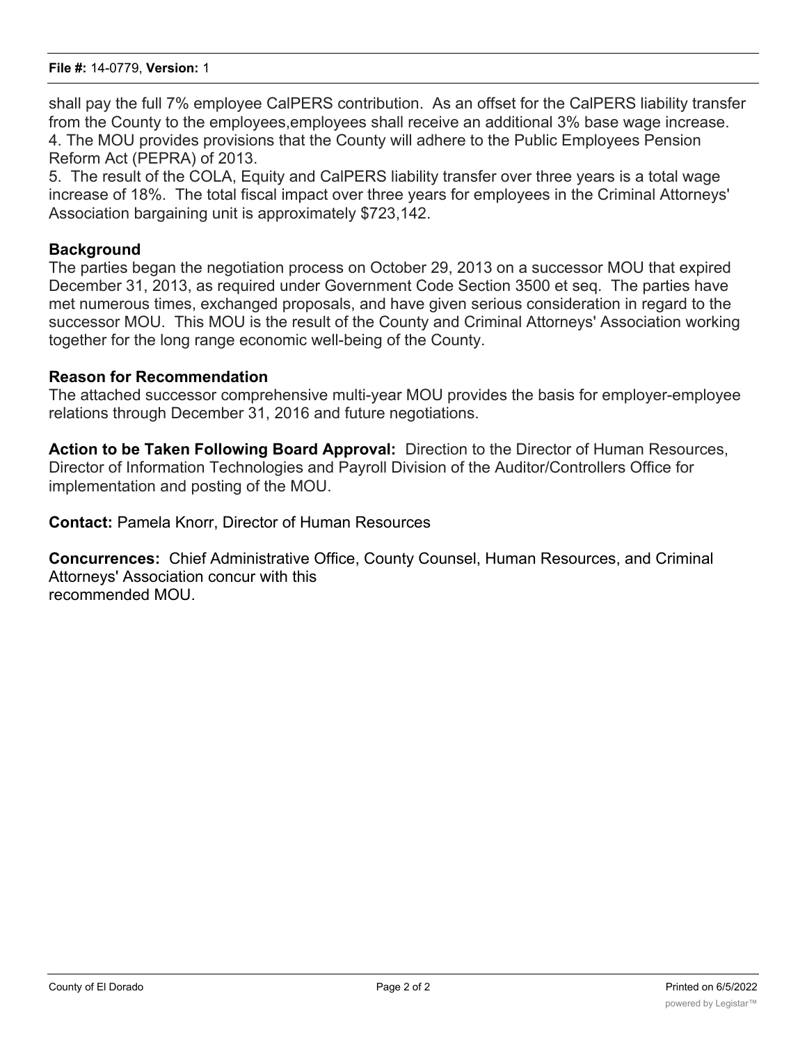shall pay the full 7% employee CalPERS contribution. As an offset for the CalPERS liability transfer from the County to the employees,employees shall receive an additional 3% base wage increase.
4. The MOU provides provisions that the County will adhere to the Public Employees Pension Reform Act (PEPRA) of 2013.
5. The result of the COLA, Equity and CalPERS liability transfer over three years is a total wage increase of 18%. The total fiscal impact over three years for employees in the Criminal Attorneys' Association bargaining unit is approximately $723,142.

**Background**
The parties began the negotiation process on October 29, 2013 on a successor MOU that expired December 31, 2013, as required under Government Code Section 3500 et seq. The parties have met numerous times, exchanged proposals, and have given serious consideration in regard to the successor MOU. This MOU is the result of the County and Criminal Attorneys' Association working together for the long range economic well-being of the County.

**Reason for Recommendation**
The attached successor comprehensive multi-year MOU provides the basis for employer-employee relations through December 31, 2016 and future negotiations.

**Action to be Taken Following Board Approval:** Direction to the Director of Human Resources, Director of Information Technologies and Payroll Division of the Auditor/Controllers Office for implementation and posting of the MOU.

**Contact:** Pamela Knorr, Director of Human Resources

**Concurrences:** Chief Administrative Office, County Counsel, Human Resources, and Criminal Attorneys' Association concur with this
recommended MOU.